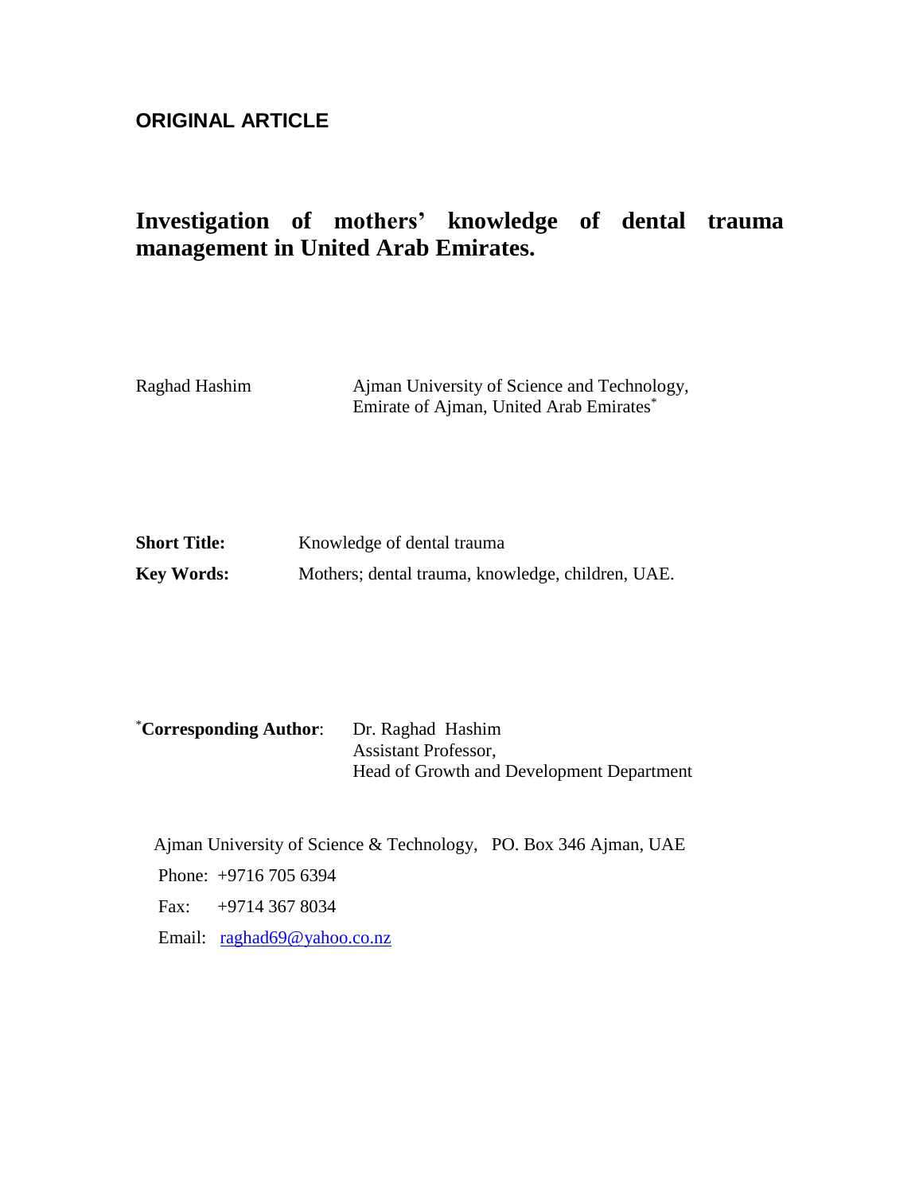**ORIGINAL ARTICLE**

# Investigation of mothers' knowledge of dental trauma management in United Arab Emirates.

Raghad Hashim — Ajman University of Science and Technology, Emirate of Ajman, United Arab Emirates*

**Short Title:** Knowledge of dental trauma

**Key Words:** Mothers; dental trauma, knowledge, children, UAE.

***Corresponding Author**: Dr. Raghad Hashim
Assistant Professor,
Head of Growth and Development Department

Ajman University of Science & Technology, PO. Box 346 Ajman, UAE

Phone: +9716 705 6394

Fax: +9714 367 8034

Email: raghad69@yahoo.co.nz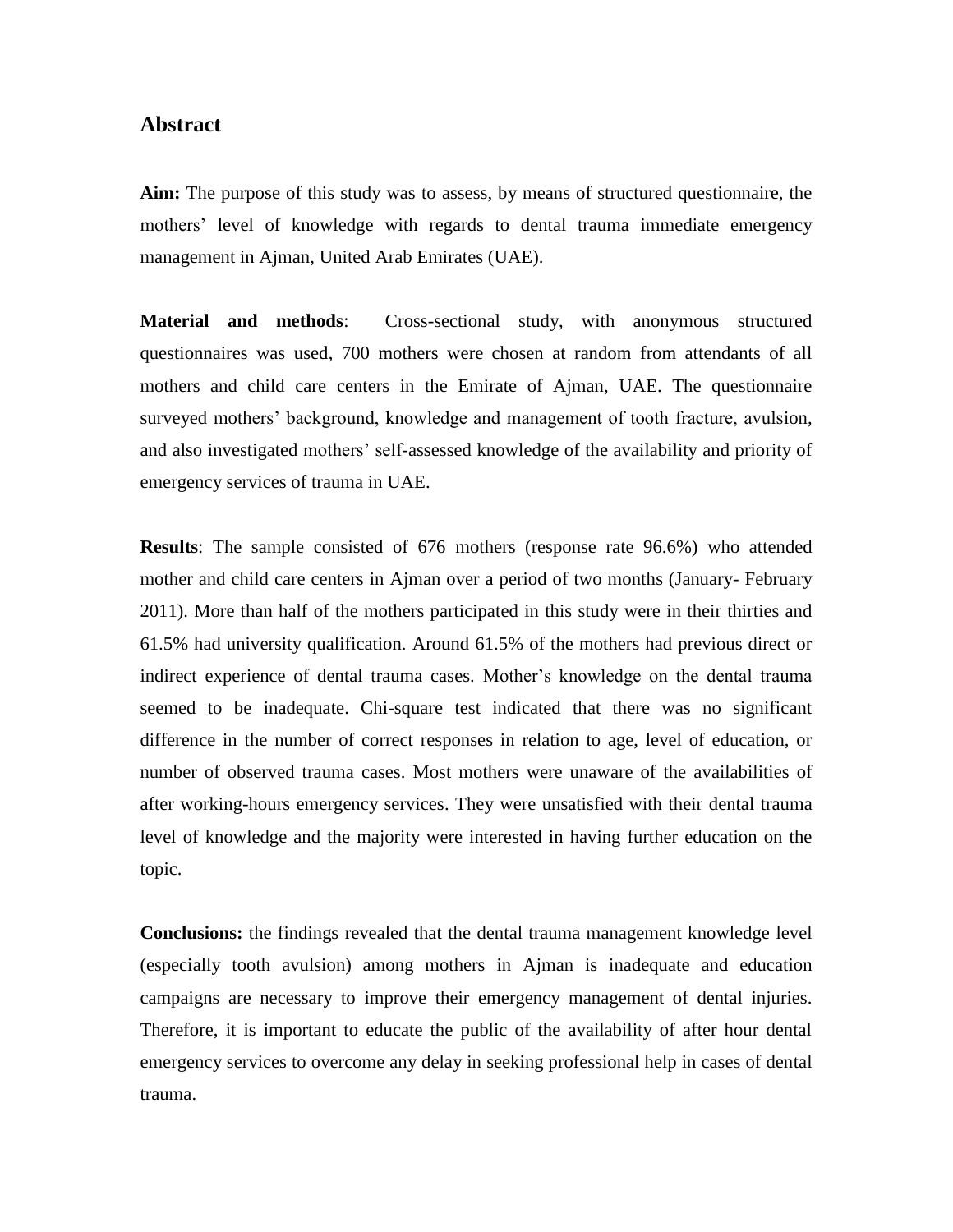## Abstract

**Aim:** The purpose of this study was to assess, by means of structured questionnaire, the mothers' level of knowledge with regards to dental trauma immediate emergency management in Ajman, United Arab Emirates (UAE).

**Material and methods**: Cross-sectional study, with anonymous structured questionnaires was used, 700 mothers were chosen at random from attendants of all mothers and child care centers in the Emirate of Ajman, UAE. The questionnaire surveyed mothers' background, knowledge and management of tooth fracture, avulsion, and also investigated mothers' self-assessed knowledge of the availability and priority of emergency services of trauma in UAE.

**Results**: The sample consisted of 676 mothers (response rate 96.6%) who attended mother and child care centers in Ajman over a period of two months (January- February 2011). More than half of the mothers participated in this study were in their thirties and 61.5% had university qualification. Around 61.5% of the mothers had previous direct or indirect experience of dental trauma cases. Mother's knowledge on the dental trauma seemed to be inadequate. Chi-square test indicated that there was no significant difference in the number of correct responses in relation to age, level of education, or number of observed trauma cases. Most mothers were unaware of the availabilities of after working-hours emergency services. They were unsatisfied with their dental trauma level of knowledge and the majority were interested in having further education on the topic.

**Conclusions:** the findings revealed that the dental trauma management knowledge level (especially tooth avulsion) among mothers in Ajman is inadequate and education campaigns are necessary to improve their emergency management of dental injuries. Therefore, it is important to educate the public of the availability of after hour dental emergency services to overcome any delay in seeking professional help in cases of dental trauma.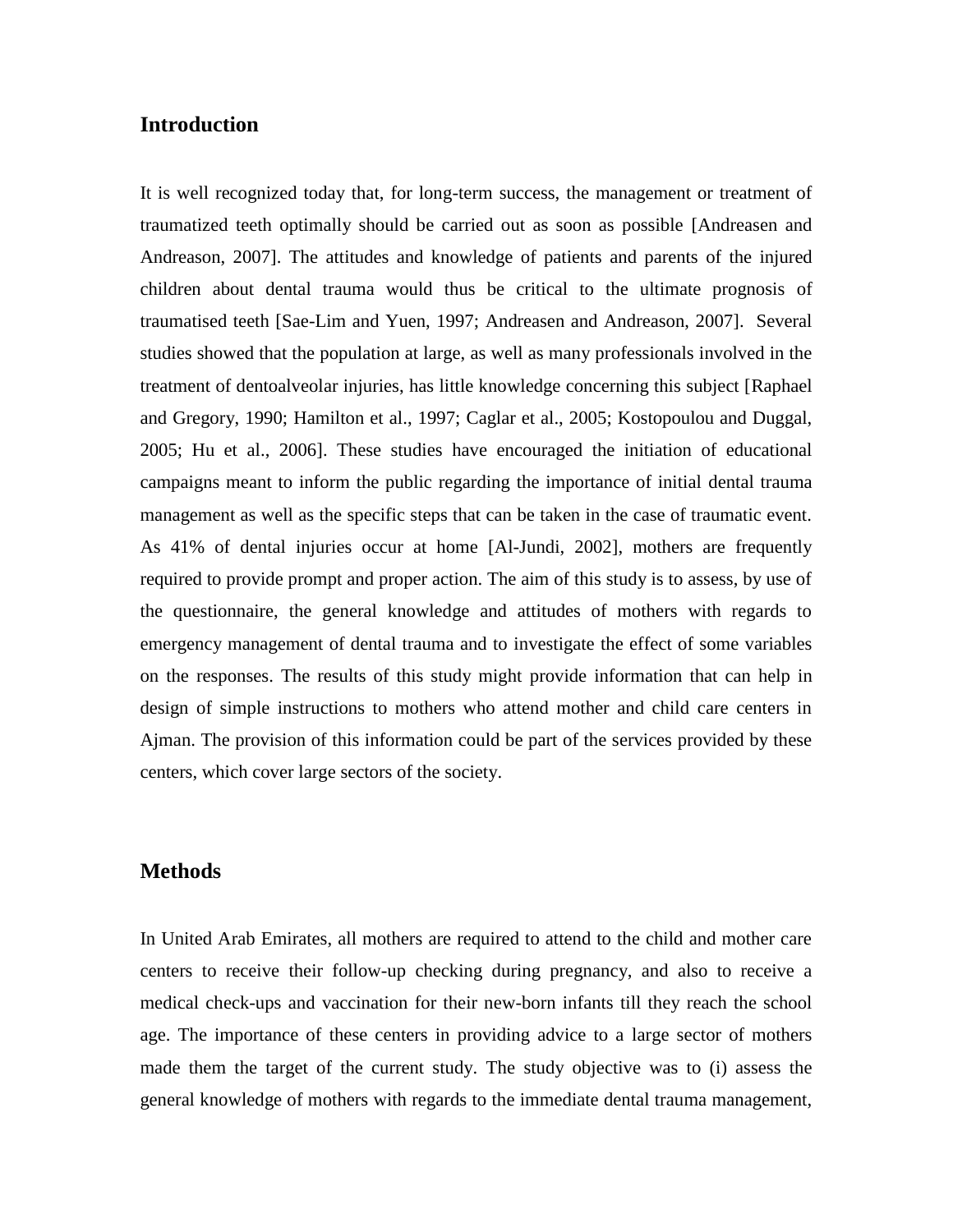## Introduction

It is well recognized today that, for long-term success, the management or treatment of traumatized teeth optimally should be carried out as soon as possible [Andreasen and Andreason, 2007]. The attitudes and knowledge of patients and parents of the injured children about dental trauma would thus be critical to the ultimate prognosis of traumatised teeth [Sae-Lim and Yuen, 1997; Andreasen and Andreason, 2007]. Several studies showed that the population at large, as well as many professionals involved in the treatment of dentoalveolar injuries, has little knowledge concerning this subject [Raphael and Gregory, 1990; Hamilton et al., 1997; Caglar et al., 2005; Kostopoulou and Duggal, 2005; Hu et al., 2006]. These studies have encouraged the initiation of educational campaigns meant to inform the public regarding the importance of initial dental trauma management as well as the specific steps that can be taken in the case of traumatic event. As 41% of dental injuries occur at home [Al-Jundi, 2002], mothers are frequently required to provide prompt and proper action. The aim of this study is to assess, by use of the questionnaire, the general knowledge and attitudes of mothers with regards to emergency management of dental trauma and to investigate the effect of some variables on the responses. The results of this study might provide information that can help in design of simple instructions to mothers who attend mother and child care centers in Ajman. The provision of this information could be part of the services provided by these centers, which cover large sectors of the society.

## Methods

In United Arab Emirates, all mothers are required to attend to the child and mother care centers to receive their follow-up checking during pregnancy, and also to receive a medical check-ups and vaccination for their new-born infants till they reach the school age. The importance of these centers in providing advice to a large sector of mothers made them the target of the current study. The study objective was to (i) assess the general knowledge of mothers with regards to the immediate dental trauma management,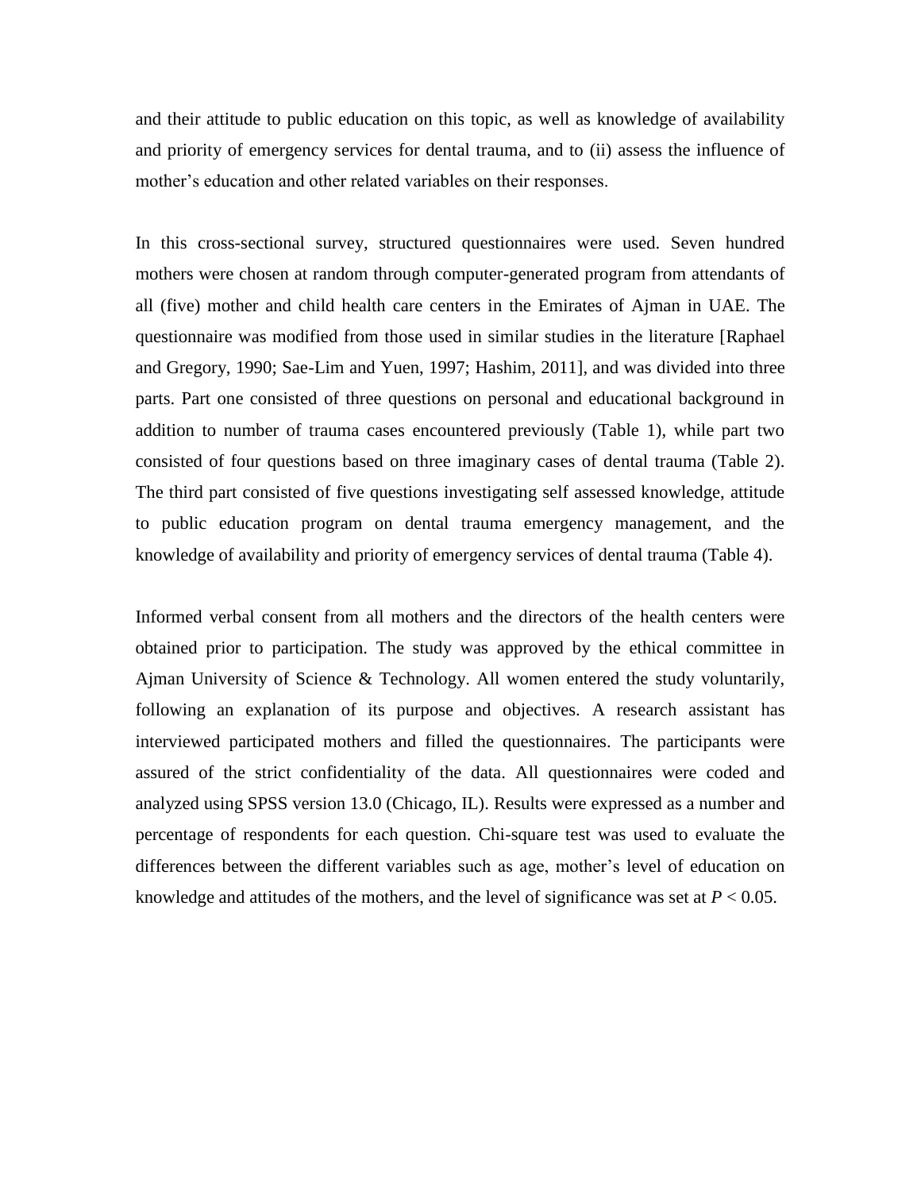and their attitude to public education on this topic, as well as knowledge of availability and priority of emergency services for dental trauma, and to (ii) assess the influence of mother's education and other related variables on their responses.

In this cross-sectional survey, structured questionnaires were used. Seven hundred mothers were chosen at random through computer-generated program from attendants of all (five) mother and child health care centers in the Emirates of Ajman in UAE. The questionnaire was modified from those used in similar studies in the literature [Raphael and Gregory, 1990; Sae-Lim and Yuen, 1997; Hashim, 2011], and was divided into three parts. Part one consisted of three questions on personal and educational background in addition to number of trauma cases encountered previously (Table 1), while part two consisted of four questions based on three imaginary cases of dental trauma (Table 2). The third part consisted of five questions investigating self assessed knowledge, attitude to public education program on dental trauma emergency management, and the knowledge of availability and priority of emergency services of dental trauma (Table 4).

Informed verbal consent from all mothers and the directors of the health centers were obtained prior to participation. The study was approved by the ethical committee in Ajman University of Science & Technology. All women entered the study voluntarily, following an explanation of its purpose and objectives. A research assistant has interviewed participated mothers and filled the questionnaires. The participants were assured of the strict confidentiality of the data. All questionnaires were coded and analyzed using SPSS version 13.0 (Chicago, IL). Results were expressed as a number and percentage of respondents for each question. Chi-square test was used to evaluate the differences between the different variables such as age, mother's level of education on knowledge and attitudes of the mothers, and the level of significance was set at $P < 0.05$.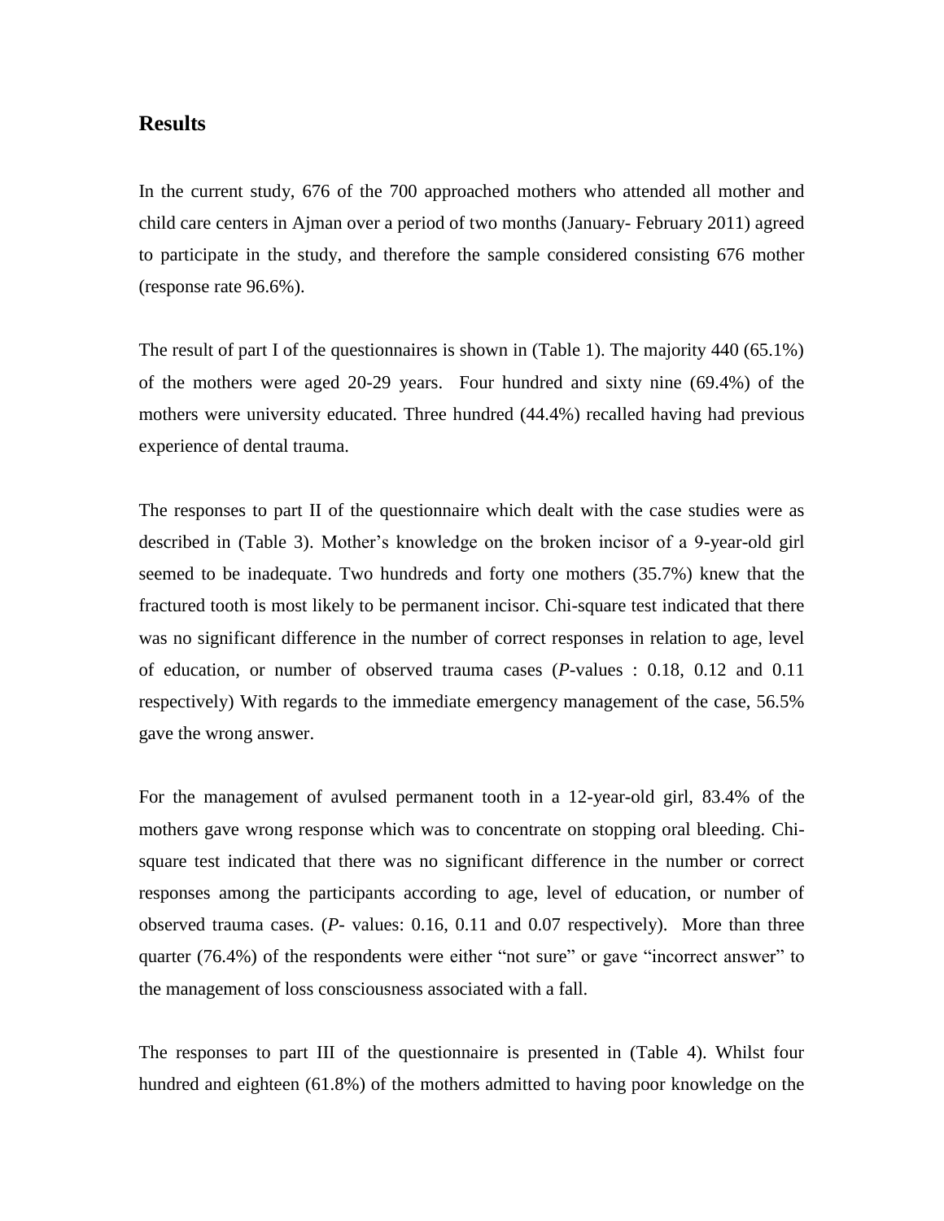## Results

In the current study, 676 of the 700 approached mothers who attended all mother and child care centers in Ajman over a period of two months (January- February 2011) agreed to participate in the study, and therefore the sample considered consisting 676 mother (response rate 96.6%).

The result of part I of the questionnaires is shown in (Table 1). The majority 440 (65.1%) of the mothers were aged 20-29 years. Four hundred and sixty nine (69.4%) of the mothers were university educated. Three hundred (44.4%) recalled having had previous experience of dental trauma.

The responses to part II of the questionnaire which dealt with the case studies were as described in (Table 3). Mother's knowledge on the broken incisor of a 9-year-old girl seemed to be inadequate. Two hundreds and forty one mothers (35.7%) knew that the fractured tooth is most likely to be permanent incisor. Chi-square test indicated that there was no significant difference in the number of correct responses in relation to age, level of education, or number of observed trauma cases (*P*-values : 0.18, 0.12 and 0.11 respectively) With regards to the immediate emergency management of the case, 56.5% gave the wrong answer.

For the management of avulsed permanent tooth in a 12-year-old girl, 83.4% of the mothers gave wrong response which was to concentrate on stopping oral bleeding. Chi-square test indicated that there was no significant difference in the number or correct responses among the participants according to age, level of education, or number of observed trauma cases. (*P*- values: 0.16, 0.11 and 0.07 respectively). More than three quarter (76.4%) of the respondents were either "not sure" or gave "incorrect answer" to the management of loss consciousness associated with a fall.

The responses to part III of the questionnaire is presented in (Table 4). Whilst four hundred and eighteen (61.8%) of the mothers admitted to having poor knowledge on the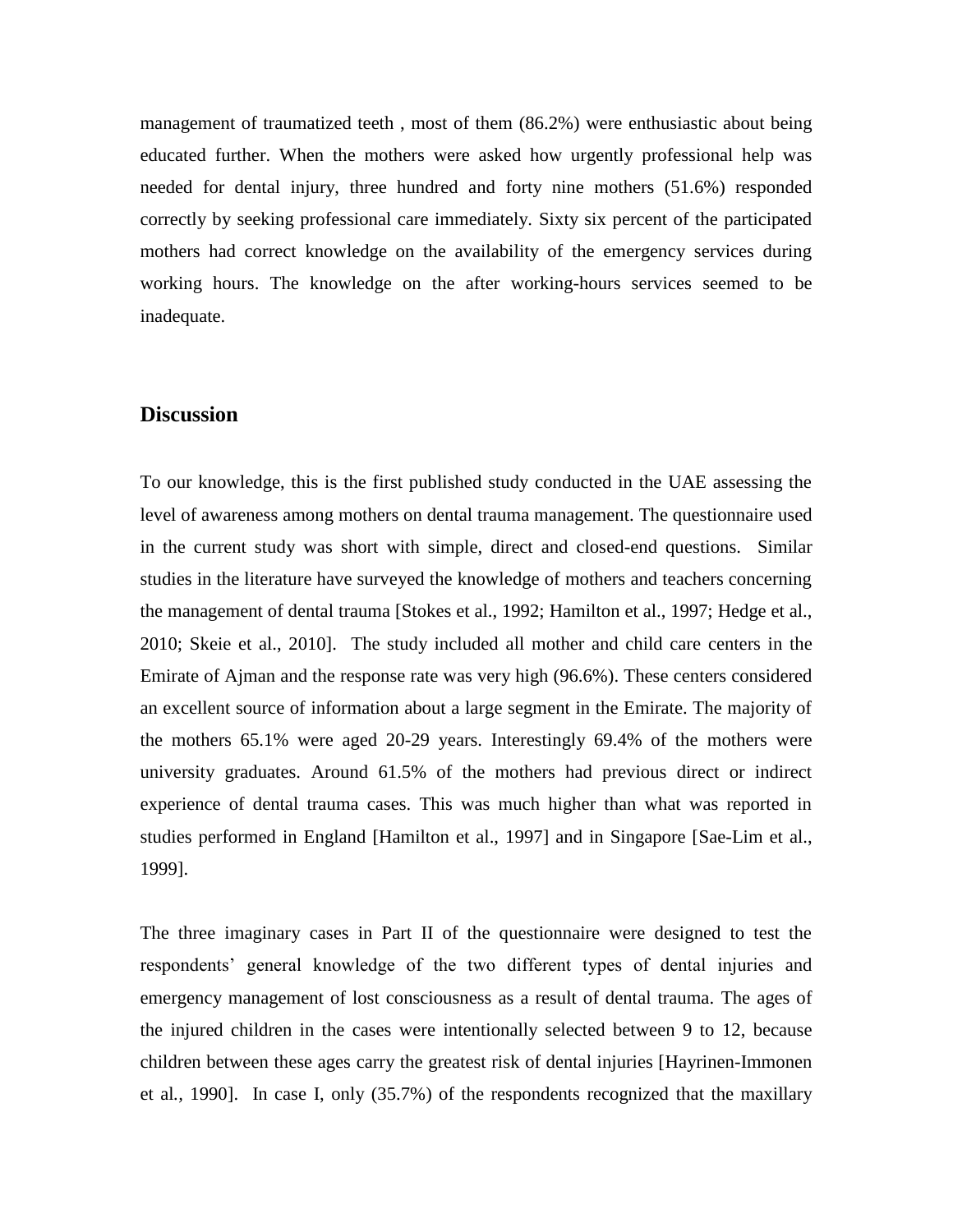management of traumatized teeth , most of them (86.2%) were enthusiastic about being educated further. When the mothers were asked how urgently professional help was needed for dental injury, three hundred and forty nine mothers (51.6%) responded correctly by seeking professional care immediately. Sixty six percent of the participated mothers had correct knowledge on the availability of the emergency services during working hours. The knowledge on the after working-hours services seemed to be inadequate.

## Discussion

To our knowledge, this is the first published study conducted in the UAE assessing the level of awareness among mothers on dental trauma management. The questionnaire used in the current study was short with simple, direct and closed-end questions. Similar studies in the literature have surveyed the knowledge of mothers and teachers concerning the management of dental trauma [Stokes et al., 1992; Hamilton et al., 1997; Hedge et al., 2010; Skeie et al., 2010]. The study included all mother and child care centers in the Emirate of Ajman and the response rate was very high (96.6%). These centers considered an excellent source of information about a large segment in the Emirate. The majority of the mothers 65.1% were aged 20-29 years. Interestingly 69.4% of the mothers were university graduates. Around 61.5% of the mothers had previous direct or indirect experience of dental trauma cases. This was much higher than what was reported in studies performed in England [Hamilton et al., 1997] and in Singapore [Sae-Lim et al., 1999].

The three imaginary cases in Part II of the questionnaire were designed to test the respondents' general knowledge of the two different types of dental injuries and emergency management of lost consciousness as a result of dental trauma. The ages of the injured children in the cases were intentionally selected between 9 to 12, because children between these ages carry the greatest risk of dental injuries [Hayrinen-Immonen et al., 1990]. In case I, only (35.7%) of the respondents recognized that the maxillary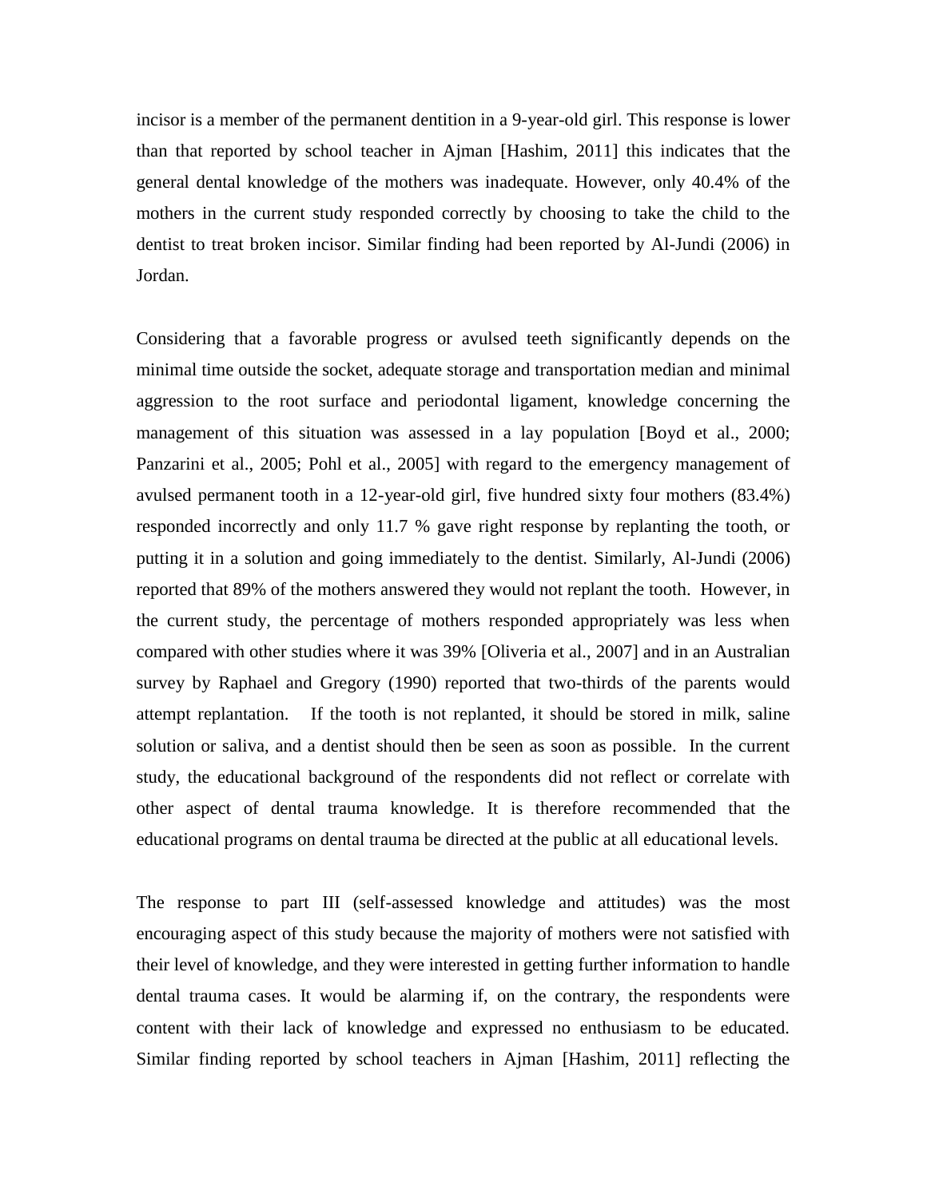incisor is a member of the permanent dentition in a 9-year-old girl. This response is lower than that reported by school teacher in Ajman [Hashim, 2011] this indicates that the general dental knowledge of the mothers was inadequate. However, only 40.4% of the mothers in the current study responded correctly by choosing to take the child to the dentist to treat broken incisor. Similar finding had been reported by Al-Jundi (2006) in Jordan.

Considering that a favorable progress or avulsed teeth significantly depends on the minimal time outside the socket, adequate storage and transportation median and minimal aggression to the root surface and periodontal ligament, knowledge concerning the management of this situation was assessed in a lay population [Boyd et al., 2000; Panzarini et al., 2005; Pohl et al., 2005] with regard to the emergency management of avulsed permanent tooth in a 12-year-old girl, five hundred sixty four mothers (83.4%) responded incorrectly and only 11.7 % gave right response by replanting the tooth, or putting it in a solution and going immediately to the dentist. Similarly, Al-Jundi (2006) reported that 89% of the mothers answered they would not replant the tooth. However, in the current study, the percentage of mothers responded appropriately was less when compared with other studies where it was 39% [Oliveria et al., 2007] and in an Australian survey by Raphael and Gregory (1990) reported that two-thirds of the parents would attempt replantation. If the tooth is not replanted, it should be stored in milk, saline solution or saliva, and a dentist should then be seen as soon as possible. In the current study, the educational background of the respondents did not reflect or correlate with other aspect of dental trauma knowledge. It is therefore recommended that the educational programs on dental trauma be directed at the public at all educational levels.

The response to part III (self-assessed knowledge and attitudes) was the most encouraging aspect of this study because the majority of mothers were not satisfied with their level of knowledge, and they were interested in getting further information to handle dental trauma cases. It would be alarming if, on the contrary, the respondents were content with their lack of knowledge and expressed no enthusiasm to be educated. Similar finding reported by school teachers in Ajman [Hashim, 2011] reflecting the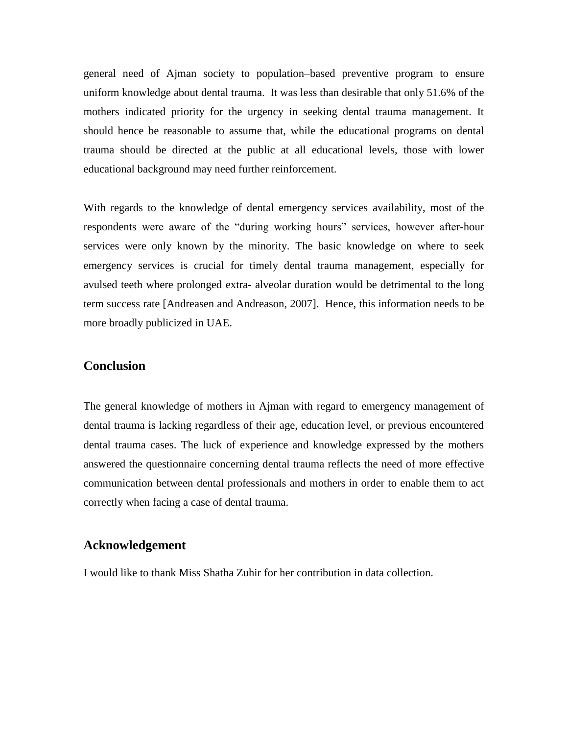general need of Ajman society to population–based preventive program to ensure uniform knowledge about dental trauma. It was less than desirable that only 51.6% of the mothers indicated priority for the urgency in seeking dental trauma management. It should hence be reasonable to assume that, while the educational programs on dental trauma should be directed at the public at all educational levels, those with lower educational background may need further reinforcement.

With regards to the knowledge of dental emergency services availability, most of the respondents were aware of the "during working hours" services, however after-hour services were only known by the minority. The basic knowledge on where to seek emergency services is crucial for timely dental trauma management, especially for avulsed teeth where prolonged extra- alveolar duration would be detrimental to the long term success rate [Andreasen and Andreason, 2007]. Hence, this information needs to be more broadly publicized in UAE.

## Conclusion

The general knowledge of mothers in Ajman with regard to emergency management of dental trauma is lacking regardless of their age, education level, or previous encountered dental trauma cases. The luck of experience and knowledge expressed by the mothers answered the questionnaire concerning dental trauma reflects the need of more effective communication between dental professionals and mothers in order to enable them to act correctly when facing a case of dental trauma.

## Acknowledgement

I would like to thank Miss Shatha Zuhir for her contribution in data collection.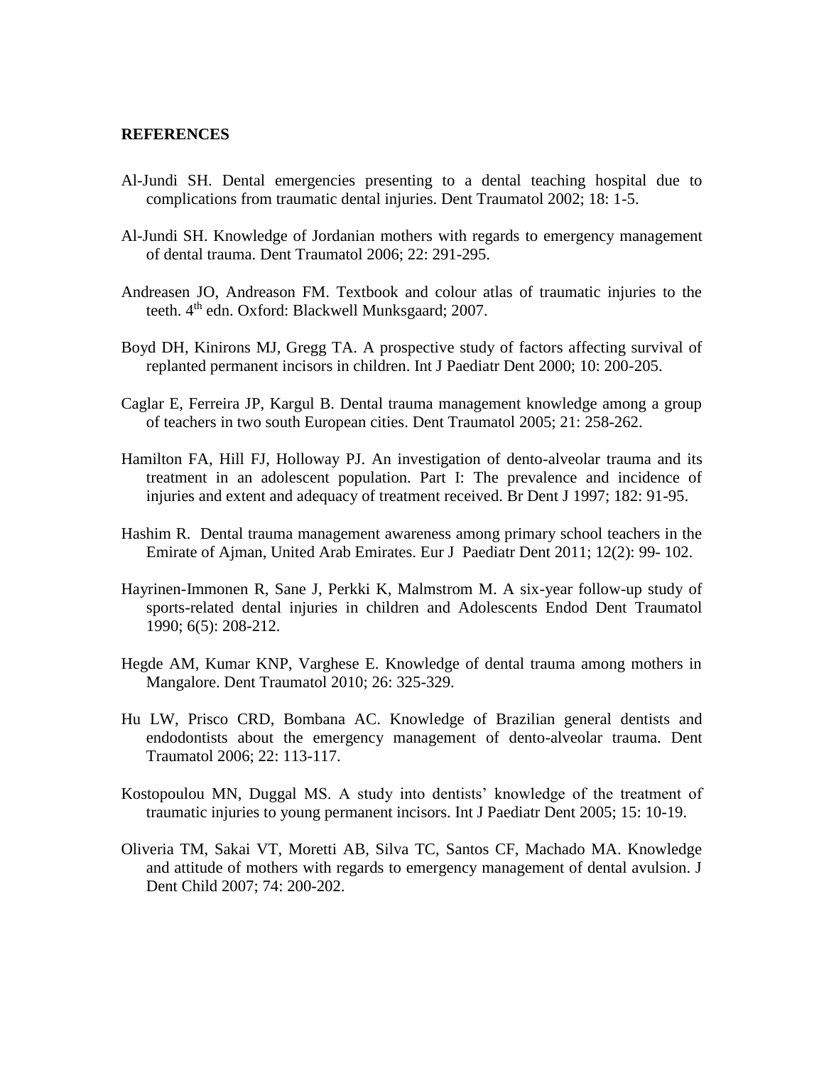## REFERENCES

Al-Jundi SH. Dental emergencies presenting to a dental teaching hospital due to complications from traumatic dental injuries. Dent Traumatol 2002; 18: 1-5.

Al-Jundi SH. Knowledge of Jordanian mothers with regards to emergency management of dental trauma. Dent Traumatol 2006; 22: 291-295.

Andreasen JO, Andreason FM. Textbook and colour atlas of traumatic injuries to the teeth. 4th edn. Oxford: Blackwell Munksgaard; 2007.

Boyd DH, Kinirons MJ, Gregg TA. A prospective study of factors affecting survival of replanted permanent incisors in children. Int J Paediatr Dent 2000; 10: 200-205.

Caglar E, Ferreira JP, Kargul B. Dental trauma management knowledge among a group of teachers in two south European cities. Dent Traumatol 2005; 21: 258-262.

Hamilton FA, Hill FJ, Holloway PJ. An investigation of dento-alveolar trauma and its treatment in an adolescent population. Part I: The prevalence and incidence of injuries and extent and adequacy of treatment received. Br Dent J 1997; 182: 91-95.

Hashim R. Dental trauma management awareness among primary school teachers in the Emirate of Ajman, United Arab Emirates. Eur J Paediatr Dent 2011; 12(2): 99- 102.

Hayrinen-Immonen R, Sane J, Perkki K, Malmstrom M. A six-year follow-up study of sports-related dental injuries in children and Adolescents Endod Dent Traumatol 1990; 6(5): 208-212.

Hegde AM, Kumar KNP, Varghese E. Knowledge of dental trauma among mothers in Mangalore. Dent Traumatol 2010; 26: 325-329.

Hu LW, Prisco CRD, Bombana AC. Knowledge of Brazilian general dentists and endodontists about the emergency management of dento-alveolar trauma. Dent Traumatol 2006; 22: 113-117.

Kostopoulou MN, Duggal MS. A study into dentists' knowledge of the treatment of traumatic injuries to young permanent incisors. Int J Paediatr Dent 2005; 15: 10-19.

Oliveria TM, Sakai VT, Moretti AB, Silva TC, Santos CF, Machado MA. Knowledge and attitude of mothers with regards to emergency management of dental avulsion. J Dent Child 2007; 74: 200-202.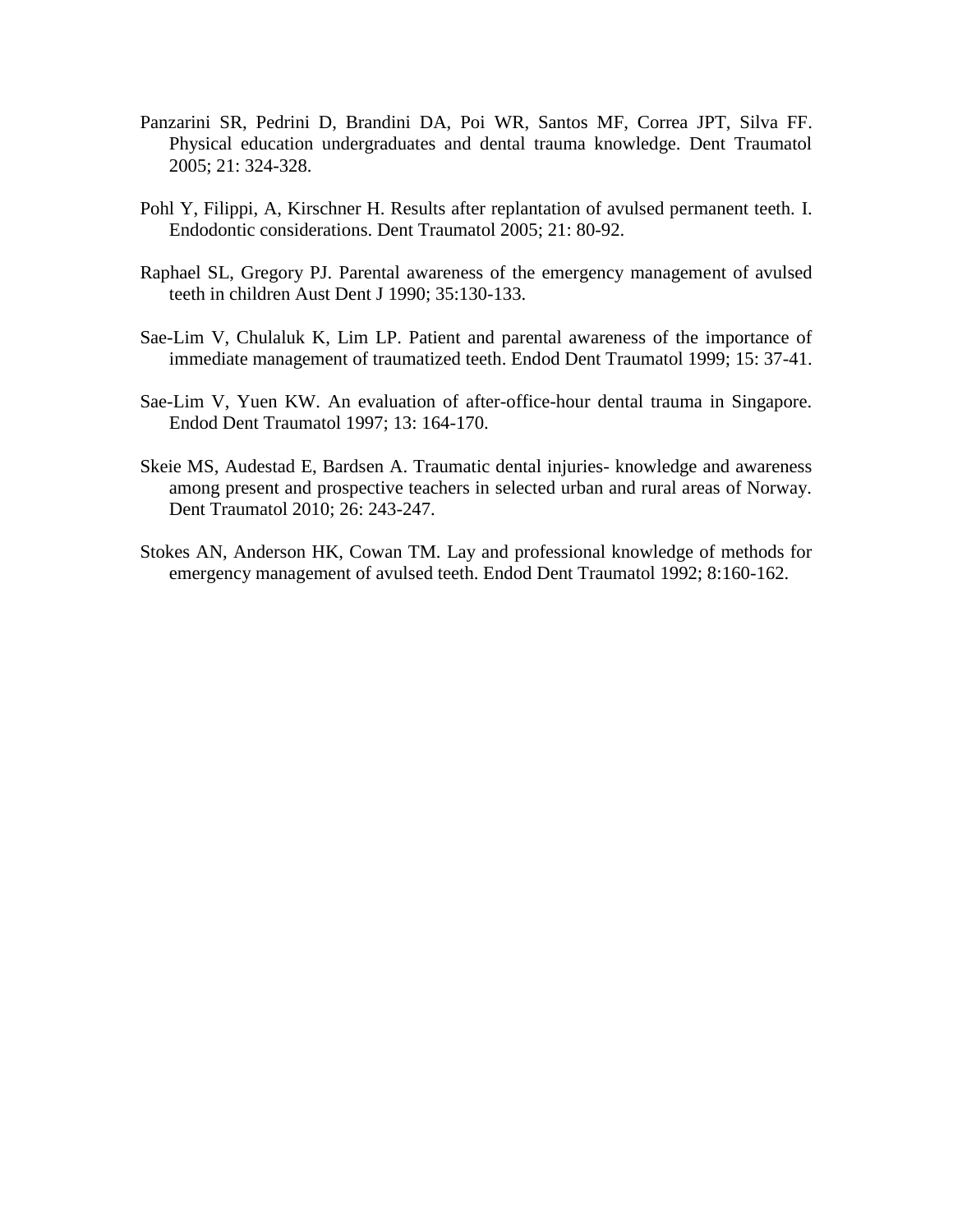Panzarini SR, Pedrini D, Brandini DA, Poi WR, Santos MF, Correa JPT, Silva FF. Physical education undergraduates and dental trauma knowledge. Dent Traumatol 2005; 21: 324-328.

Pohl Y, Filippi, A, Kirschner H. Results after replantation of avulsed permanent teeth. I. Endodontic considerations. Dent Traumatol 2005; 21: 80-92.

Raphael SL, Gregory PJ. Parental awareness of the emergency management of avulsed teeth in children Aust Dent J 1990; 35:130-133.

Sae-Lim V, Chulaluk K, Lim LP. Patient and parental awareness of the importance of immediate management of traumatized teeth. Endod Dent Traumatol 1999; 15: 37-41.

Sae-Lim V, Yuen KW. An evaluation of after-office-hour dental trauma in Singapore. Endod Dent Traumatol 1997; 13: 164-170.

Skeie MS, Audestad E, Bardsen A. Traumatic dental injuries- knowledge and awareness among present and prospective teachers in selected urban and rural areas of Norway. Dent Traumatol 2010; 26: 243-247.

Stokes AN, Anderson HK, Cowan TM. Lay and professional knowledge of methods for emergency management of avulsed teeth. Endod Dent Traumatol 1992; 8:160-162.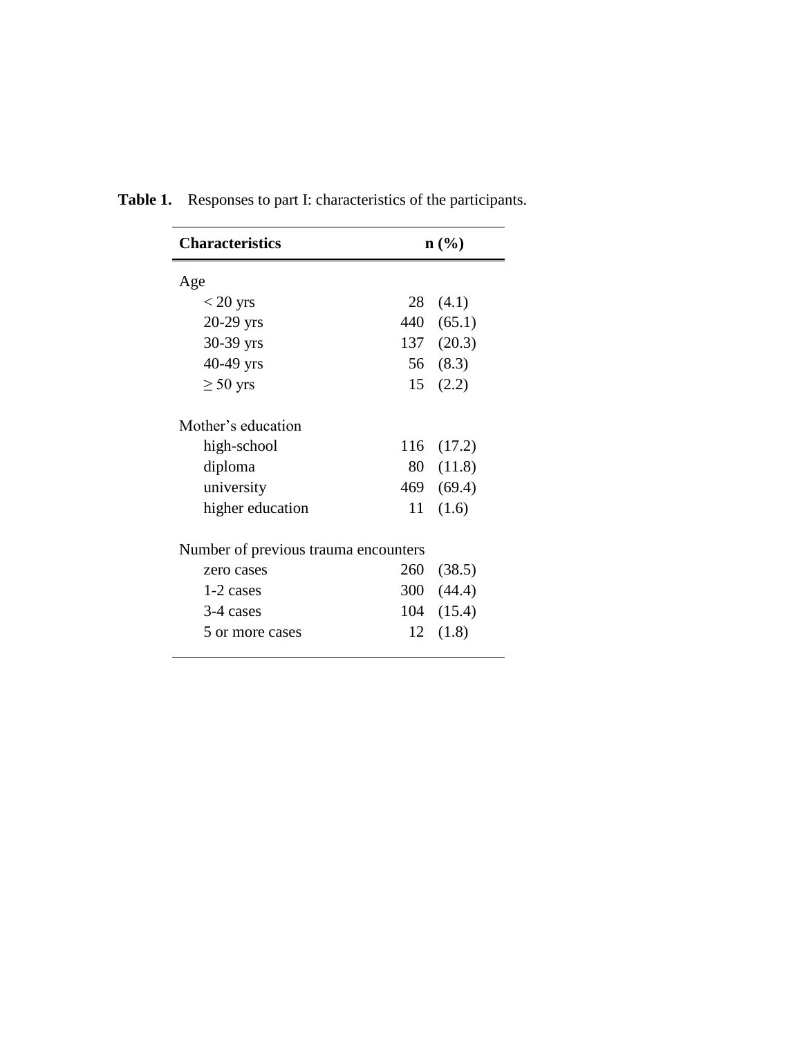**Table 1.** Responses to part I: characteristics of the participants.

| Characteristics | n (%) |
|---|---|
| Age | |
| < 20 yrs | 28 (4.1) |
| 20-29 yrs | 440 (65.1) |
| 30-39 yrs | 137 (20.3) |
| 40-49 yrs | 56 (8.3) |
| ≥ 50 yrs | 15 (2.2) |
| Mother's education | |
| high-school | 116 (17.2) |
| diploma | 80 (11.8) |
| university | 469 (69.4) |
| higher education | 11 (1.6) |
| Number of previous trauma encounters | |
| zero cases | 260 (38.5) |
| 1-2 cases | 300 (44.4) |
| 3-4 cases | 104 (15.4) |
| 5 or more cases | 12 (1.8) |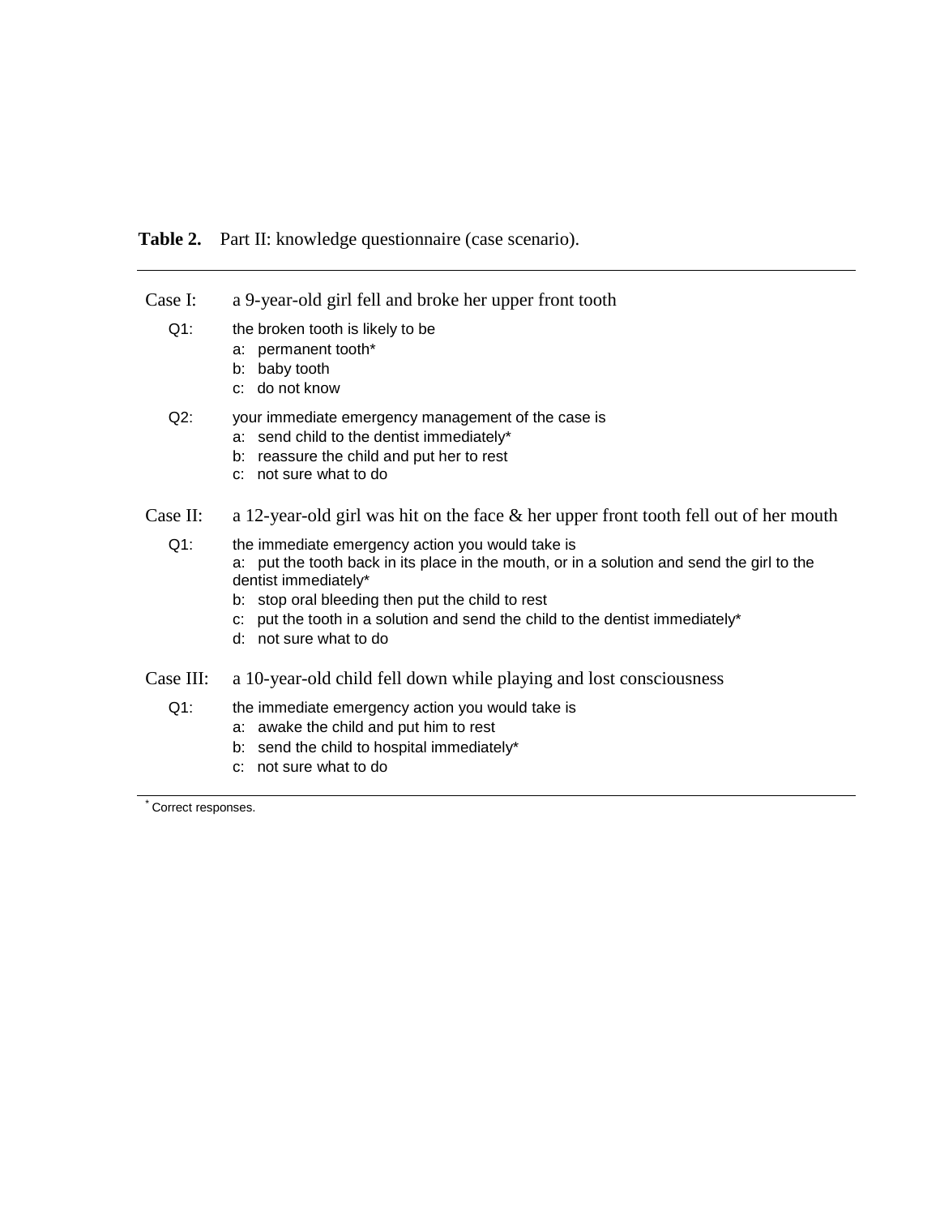**Table 2.** Part II: knowledge questionnaire (case scenario).

**Case I:** a 9-year-old girl fell and broke her upper front tooth

Q1: the broken tooth is likely to be
- a: permanent tooth*
- b: baby tooth
- c: do not know

Q2: your immediate emergency management of the case is
- a: send child to the dentist immediately*
- b: reassure the child and put her to rest
- c: not sure what to do

**Case II:** a 12-year-old girl was hit on the face & her upper front tooth fell out of her mouth

Q1: the immediate emergency action you would take is
- a: put the tooth back in its place in the mouth, or in a solution and send the girl to the dentist immediately*
- b: stop oral bleeding then put the child to rest
- c: put the tooth in a solution and send the child to the dentist immediately*
- d: not sure what to do

**Case III:** a 10-year-old child fell down while playing and lost consciousness

Q1: the immediate emergency action you would take is
- a: awake the child and put him to rest
- b: send the child to hospital immediately*
- c: not sure what to do

[*] Correct responses.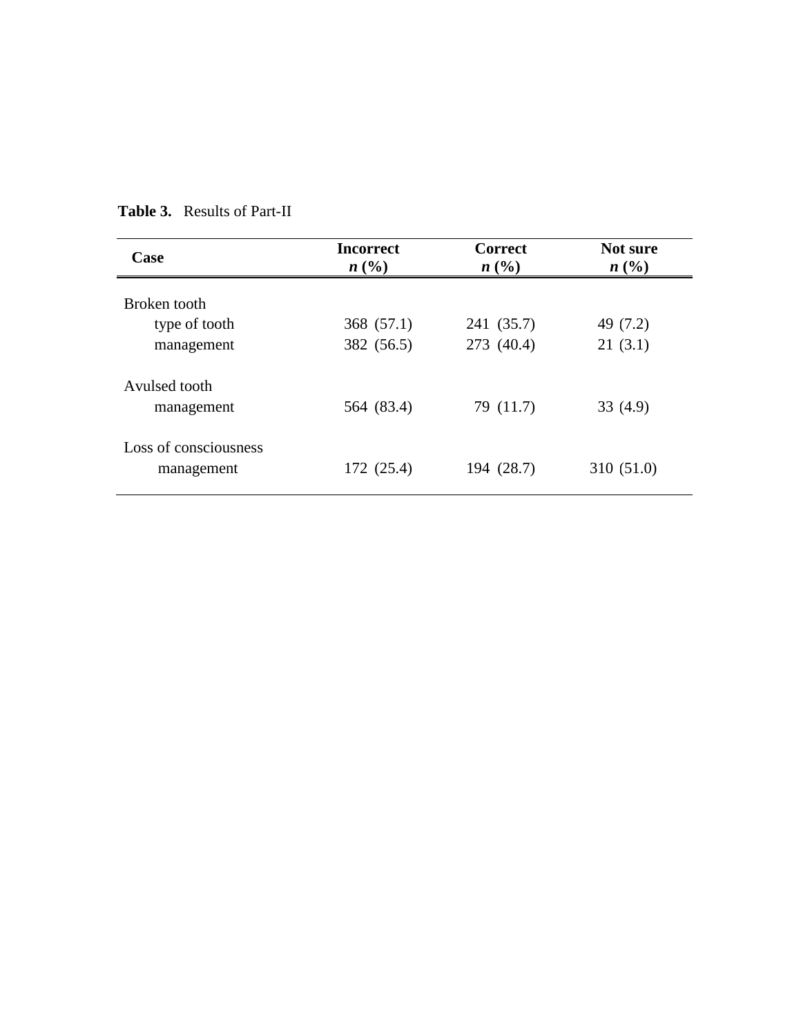**Table 3.** Results of Part-II

| Case | Incorrect *n* (%) | Correct *n* (%) | Not sure *n* (%) |
|---|---|---|---|
| Broken tooth | | | |
| type of tooth | 368 (57.1) | 241 (35.7) | 49 (7.2) |
| management | 382 (56.5) | 273 (40.4) | 21 (3.1) |
| Avulsed tooth | | | |
| management | 564 (83.4) | 79 (11.7) | 33 (4.9) |
| Loss of consciousness | | | |
| management | 172 (25.4) | 194 (28.7) | 310 (51.0) |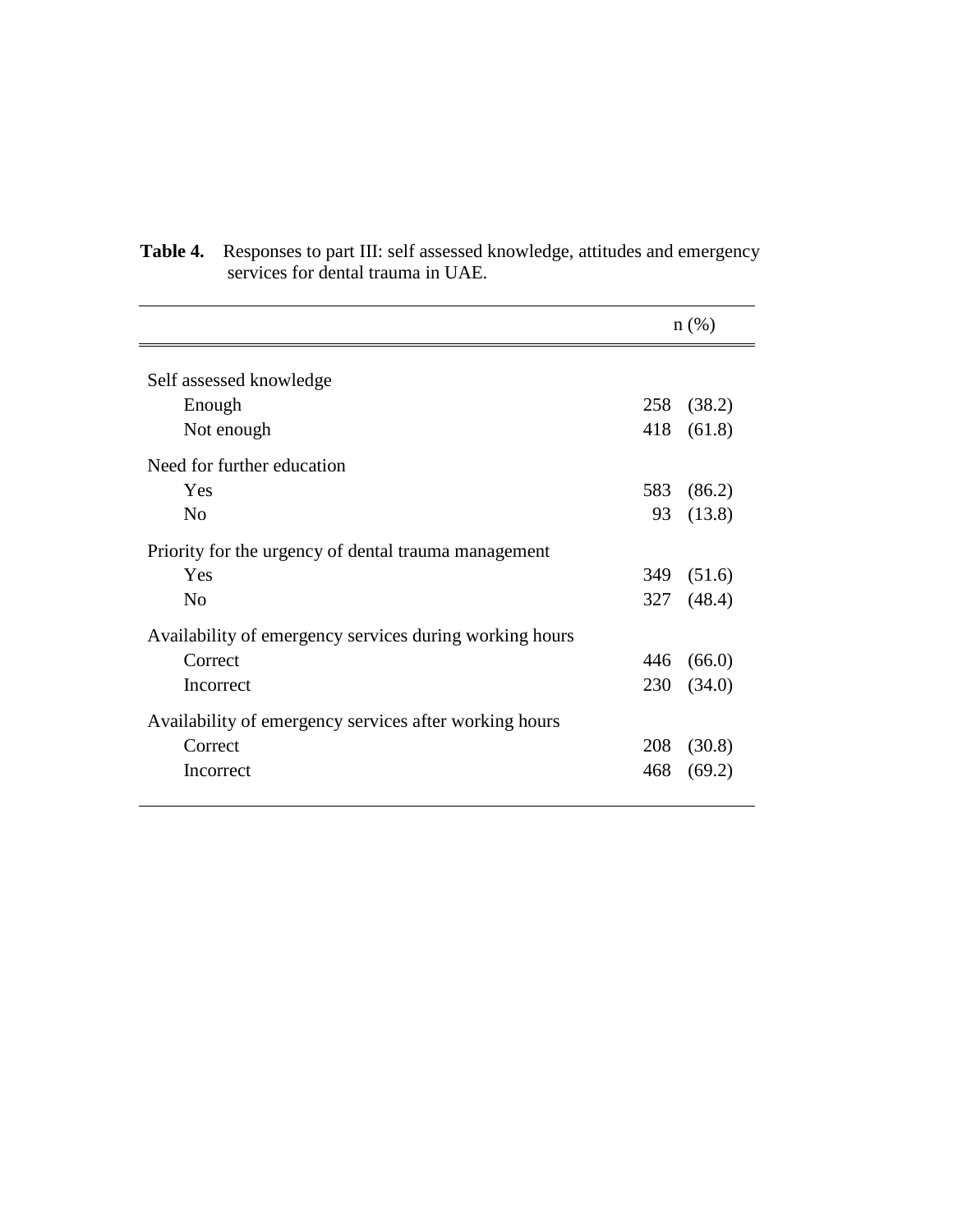**Table 4.** Responses to part III: self assessed knowledge, attitudes and emergency services for dental trauma in UAE.

| | n | (%) |
|---|---|---|
| Self assessed knowledge | | |
| Enough | 258 | (38.2) |
| Not enough | 418 | (61.8) |
| Need for further education | | |
| Yes | 583 | (86.2) |
| No | 93 | (13.8) |
| Priority for the urgency of dental trauma management | | |
| Yes | 349 | (51.6) |
| No | 327 | (48.4) |
| Availability of emergency services during working hours | | |
| Correct | 446 | (66.0) |
| Incorrect | 230 | (34.0) |
| Availability of emergency services after working hours | | |
| Correct | 208 | (30.8) |
| Incorrect | 468 | (69.2) |